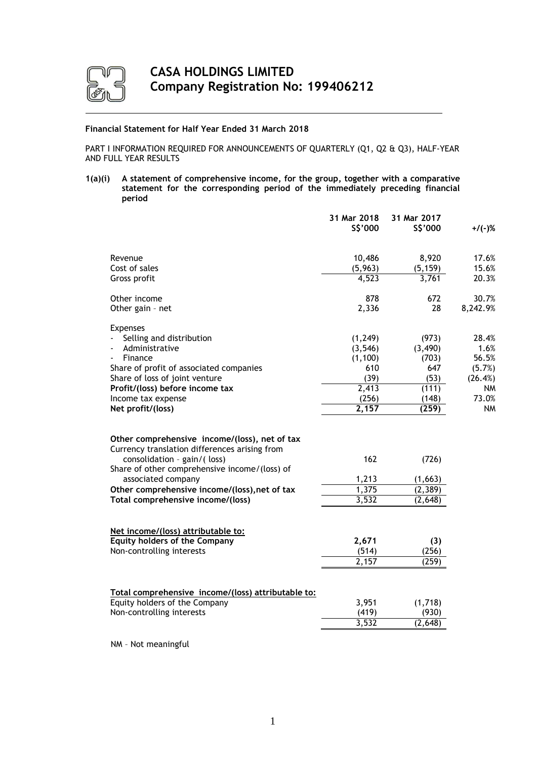# CASA HOLDINGS LIMITED
## Company Registration No: 199406212

**Financial Statement for Half Year Ended 31 March 2018**

PART I INFORMATION REQUIRED FOR ANNOUNCEMENTS OF QUARTERLY (Q1, Q2 & Q3), HALF-YEAR AND FULL YEAR RESULTS

**1(a)(i) A statement of comprehensive income, for the group, together with a comparative statement for the corresponding period of the immediately preceding financial period**

| | 31 Mar 2018<br>S$'000 | 31 Mar 2017<br>S$'000 | +/(-)% |
|---|---|---|---|
| Revenue | 10,486 | 8,920 | 17.6% |
| Cost of sales | (5,963) | (5,159) | 15.6% |
| Gross profit | 4,523 | 3,761 | 20.3% |
| | | | |
| Other income | 878 | 672 | 30.7% |
| Other gain – net | 2,336 | 28 | 8,242.9% |
| | | | |
| Expenses | | | |
| - Selling and distribution | (1,249) | (973) | 28.4% |
| - Administrative | (3,546) | (3,490) | 1.6% |
| - Finance | (1,100) | (703) | 56.5% |
| Share of profit of associated companies | 610 | 647 | (5.7%) |
| Share of loss of joint venture | (39) | (53) | (26.4%) |
| **Profit/(loss) before income tax** | 2,413 | (111) | NM |
| Income tax expense | (256) | (148) | 73.0% |
| **Net profit/(loss)** | **2,157** | **(259)** | NM |
| | | | |
| **Other comprehensive income/(loss), net of tax** | | | |
| Currency translation differences arising from consolidation – gain/( loss) | 162 | (726) | |
| Share of other comprehensive income/(loss) of associated company | 1,213 | (1,663) | |
| **Other comprehensive income/(loss),net of tax** | 1,375 | (2,389) | |
| **Total comprehensive income/(loss)** | 3,532 | (2,648) | |
| | | | |
| **Net income/(loss) attributable to:** | | | |
| **Equity holders of the Company** | **2,671** | **(3)** | |
| Non-controlling interests | (514) | (256) | |
| | 2,157 | (259) | |
| | | | |
| **Total comprehensive income/(loss) attributable to:** | | | |
| Equity holders of the Company | 3,951 | (1,718) | |
| Non-controlling interests | (419) | (930) | |
| | 3,532 | (2,648) | |

NM – Not meaningful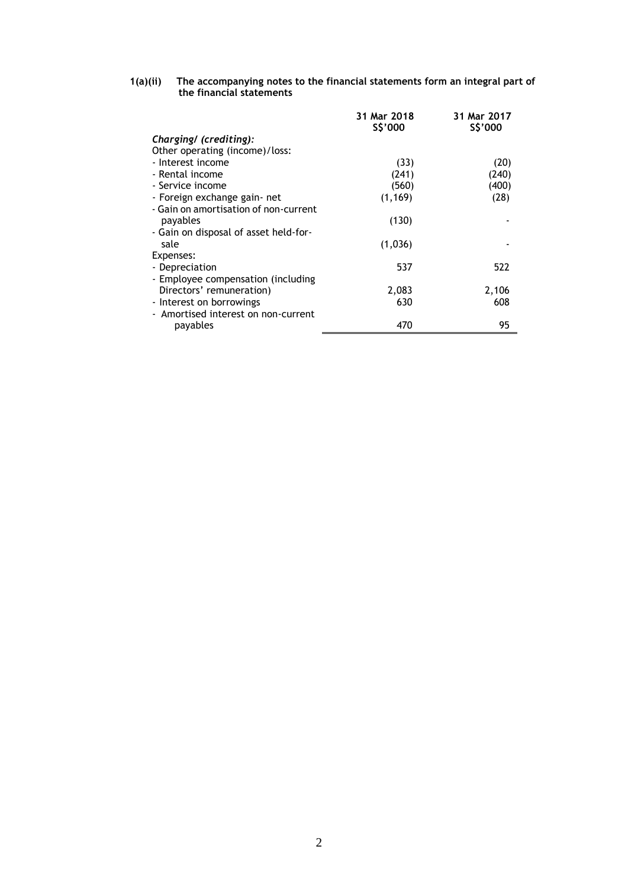**1(a)(ii) The accompanying notes to the financial statements form an integral part of the financial statements**

| | 31 Mar 2018 S$'000 | 31 Mar 2017 S$'000 |
|---|---|---|
| *Charging/ (crediting):* | | |
| Other operating (income)/loss: | | |
| - Interest income | (33) | (20) |
| - Rental income | (241) | (240) |
| - Service income | (560) | (400) |
| - Foreign exchange gain- net | (1,169) | (28) |
| - Gain on amortisation of non-current payables | (130) | - |
| - Gain on disposal of asset held-for-sale | (1,036) | - |
| Expenses: | | |
| - Depreciation | 537 | 522 |
| - Employee compensation (including Directors' remuneration) | 2,083 | 2,106 |
| - Interest on borrowings | 630 | 608 |
| - Amortised interest on non-current payables | 470 | 95 |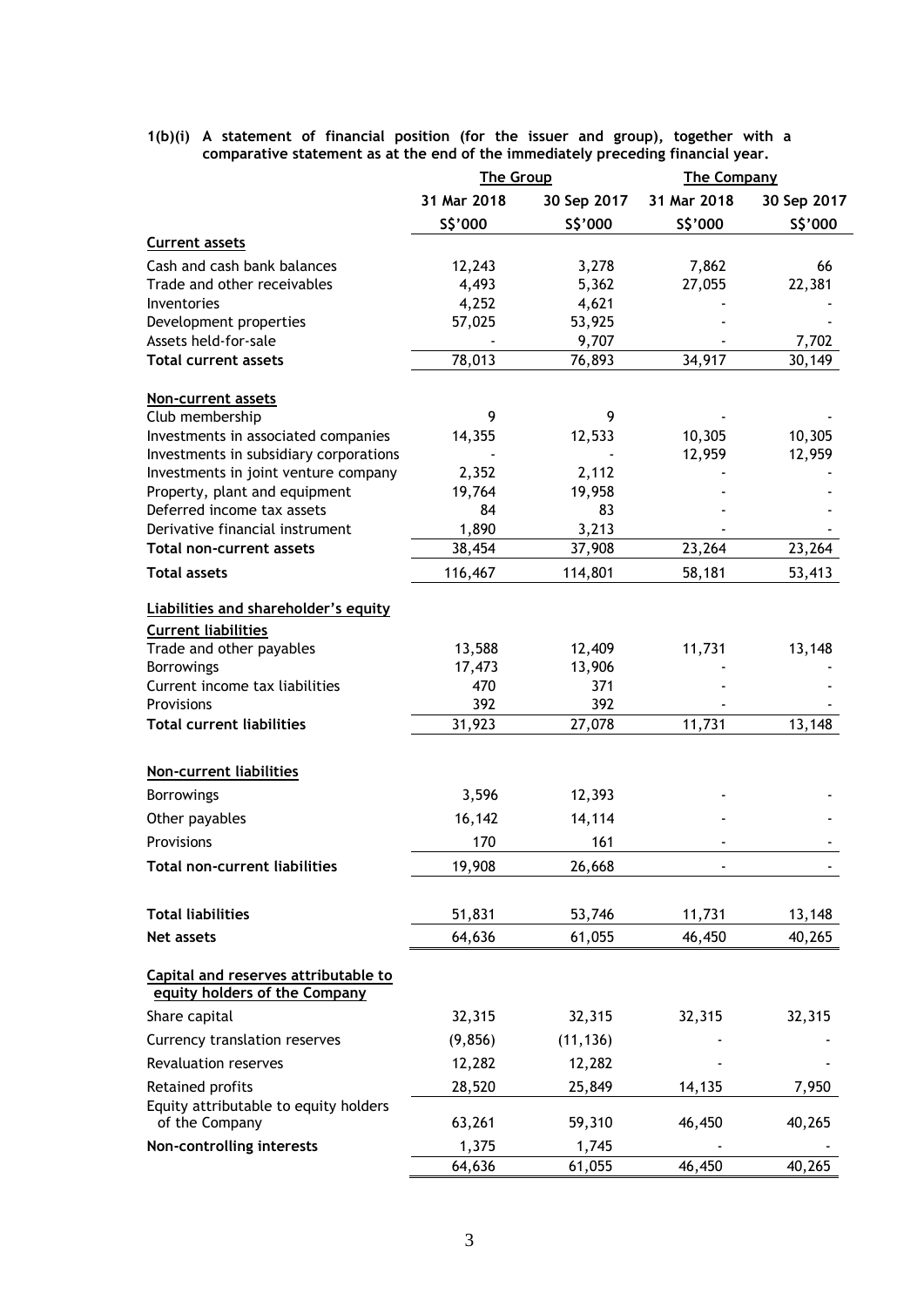**1(b)(i) A statement of financial position (for the issuer and group), together with a comparative statement as at the end of the immediately preceding financial year.**

| | The Group | | The Company | |
|---|---|---|---|---|
| | 31 Mar 2018 | 30 Sep 2017 | 31 Mar 2018 | 30 Sep 2017 |
| | S$'000 | S$'000 | S$'000 | S$'000 |
| **Current assets** | | | | |
| Cash and cash bank balances | 12,243 | 3,278 | 7,862 | 66 |
| Trade and other receivables | 4,493 | 5,362 | 27,055 | 22,381 |
| Inventories | 4,252 | 4,621 | - | - |
| Development properties | 57,025 | 53,925 | - | - |
| Assets held-for-sale | - | 9,707 | - | 7,702 |
| **Total current assets** | 78,013 | 76,893 | 34,917 | 30,149 |
| **Non-current assets** | | | | |
| Club membership | 9 | 9 | - | - |
| Investments in associated companies | 14,355 | 12,533 | 10,305 | 10,305 |
| Investments in subsidiary corporations | - | - | 12,959 | 12,959 |
| Investments in joint venture company | 2,352 | 2,112 | - | - |
| Property, plant and equipment | 19,764 | 19,958 | - | - |
| Deferred income tax assets | 84 | 83 | - | - |
| Derivative financial instrument | 1,890 | 3,213 | - | - |
| **Total non-current assets** | 38,454 | 37,908 | 23,264 | 23,264 |
| **Total assets** | 116,467 | 114,801 | 58,181 | 53,413 |
| **Liabilities and shareholder's equity** | | | | |
| **Current liabilities** | | | | |
| Trade and other payables | 13,588 | 12,409 | 11,731 | 13,148 |
| Borrowings | 17,473 | 13,906 | - | - |
| Current income tax liabilities | 470 | 371 | - | - |
| Provisions | 392 | 392 | - | - |
| **Total current liabilities** | 31,923 | 27,078 | 11,731 | 13,148 |
| **Non-current liabilities** | | | | |
| Borrowings | 3,596 | 12,393 | - | - |
| Other payables | 16,142 | 14,114 | - | - |
| Provisions | 170 | 161 | - | - |
| **Total non-current liabilities** | 19,908 | 26,668 | - | - |
| **Total liabilities** | 51,831 | 53,746 | 11,731 | 13,148 |
| **Net assets** | 64,636 | 61,055 | 46,450 | 40,265 |
| **Capital and reserves attributable to equity holders of the Company** | | | | |
| Share capital | 32,315 | 32,315 | 32,315 | 32,315 |
| Currency translation reserves | (9,856) | (11,136) | - | - |
| Revaluation reserves | 12,282 | 12,282 | - | - |
| Retained profits | 28,520 | 25,849 | 14,135 | 7,950 |
| Equity attributable to equity holders of the Company | 63,261 | 59,310 | 46,450 | 40,265 |
| **Non-controlling interests** | 1,375 | 1,745 | - | - |
| | 64,636 | 61,055 | 46,450 | 40,265 |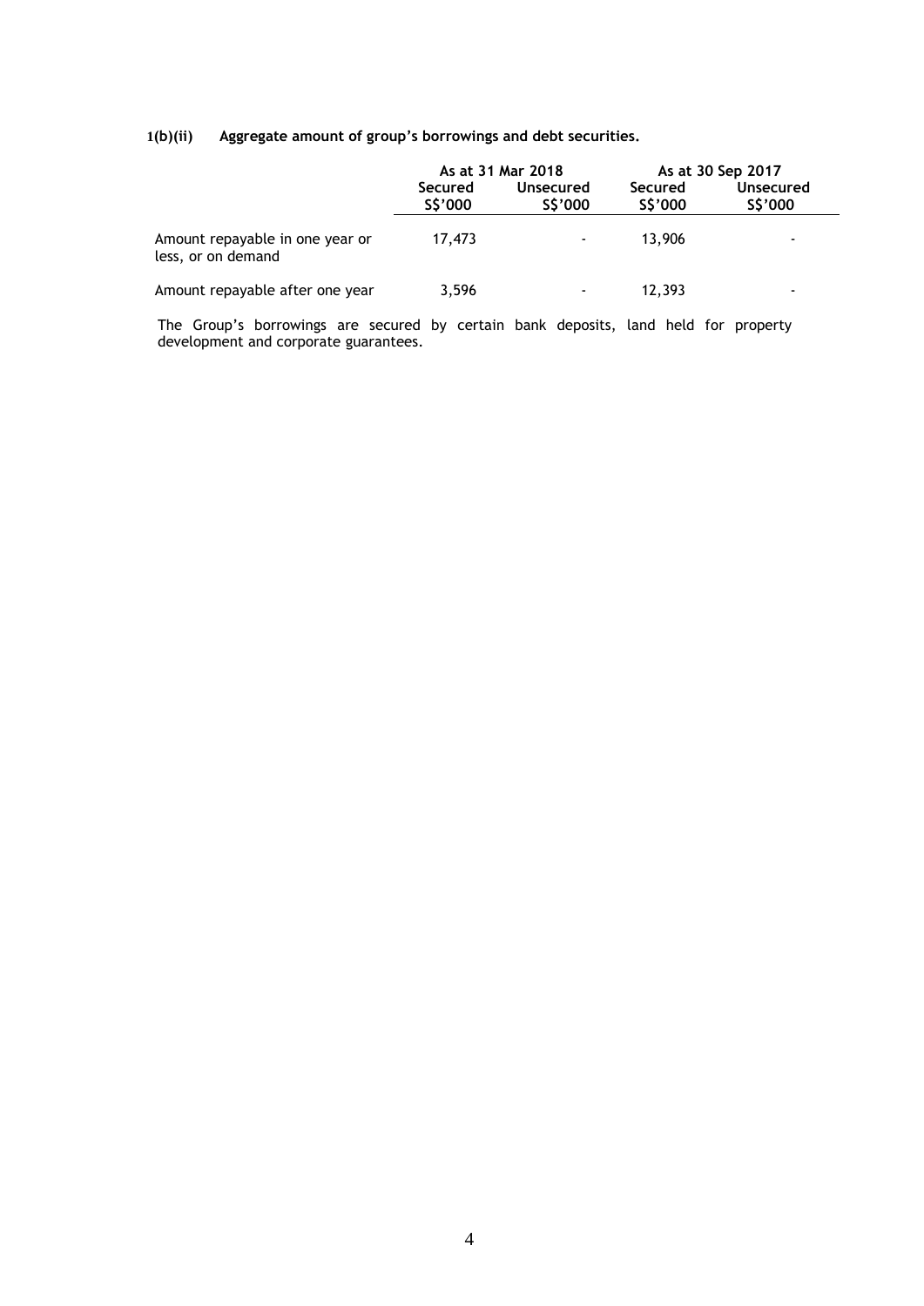**1(b)(ii) Aggregate amount of group's borrowings and debt securities.**

| | As at 31 Mar 2018 | | As at 30 Sep 2017 | |
|---|---|---|---|---|
| | Secured S$'000 | Unsecured S$'000 | Secured S$'000 | Unsecured S$'000 |
| Amount repayable in one year or less, or on demand | 17,473 | - | 13,906 | - |
| Amount repayable after one year | 3,596 | - | 12,393 | - |

The Group's borrowings are secured by certain bank deposits, land held for property development and corporate guarantees.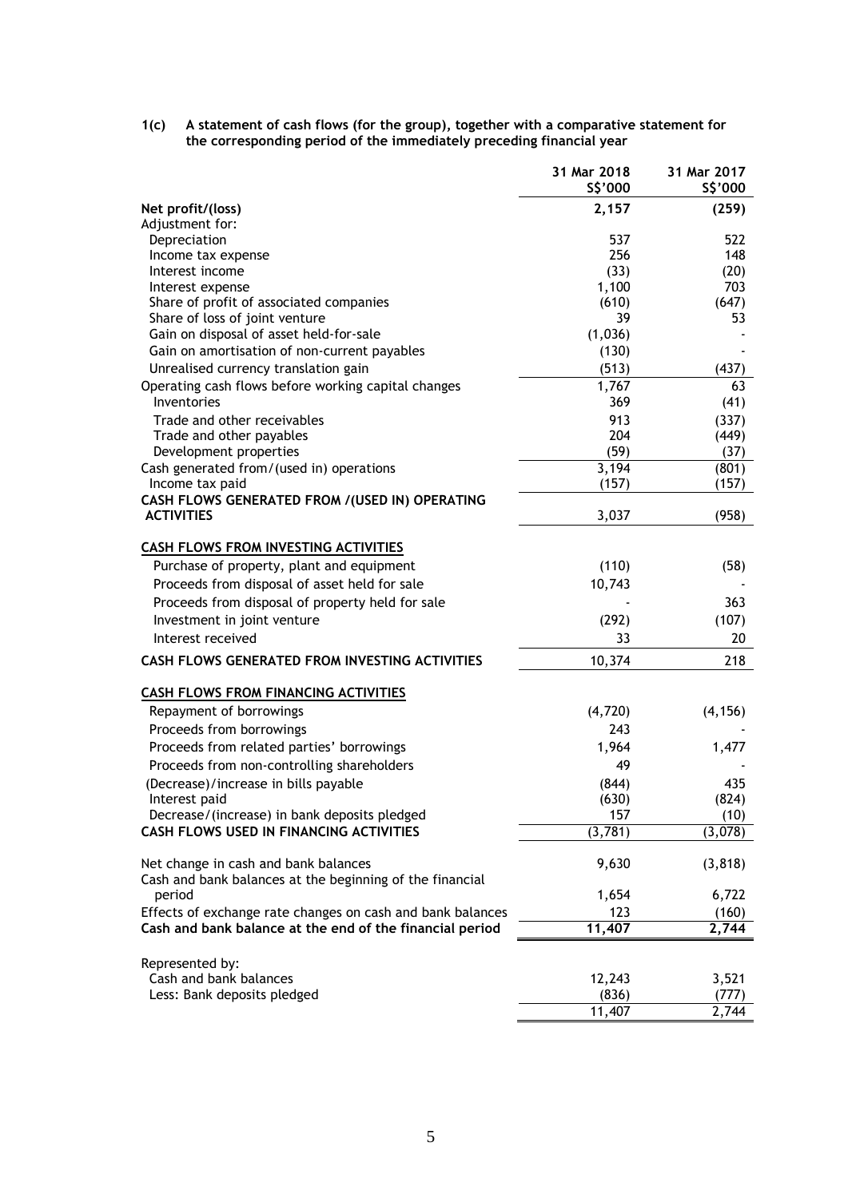**1(c) A statement of cash flows (for the group), together with a comparative statement for the corresponding period of the immediately preceding financial year**

| | 31 Mar 2018 S$'000 | 31 Mar 2017 S$'000 |
|---|---|---|
| **Net profit/(loss)** | **2,157** | **(259)** |
| Adjustment for: | | |
| Depreciation | 537 | 522 |
| Income tax expense | 256 | 148 |
| Interest income | (33) | (20) |
| Interest expense | 1,100 | 703 |
| Share of profit of associated companies | (610) | (647) |
| Share of loss of joint venture | 39 | 53 |
| Gain on disposal of asset held-for-sale | (1,036) | - |
| Gain on amortisation of non-current payables | (130) | - |
| Unrealised currency translation gain | (513) | (437) |
| Operating cash flows before working capital changes | 1,767 | 63 |
| Inventories | 369 | (41) |
| Trade and other receivables | 913 | (337) |
| Trade and other payables | 204 | (449) |
| Development properties | (59) | (37) |
| Cash generated from/(used in) operations | 3,194 | (801) |
| Income tax paid | (157) | (157) |
| **CASH FLOWS GENERATED FROM /(USED IN) OPERATING ACTIVITIES** | 3,037 | (958) |
| | | |
| **CASH FLOWS FROM INVESTING ACTIVITIES** | | |
| Purchase of property, plant and equipment | (110) | (58) |
| Proceeds from disposal of asset held for sale | 10,743 | - |
| Proceeds from disposal of property held for sale | - | 363 |
| Investment in joint venture | (292) | (107) |
| Interest received | 33 | 20 |
| **CASH FLOWS GENERATED FROM INVESTING ACTIVITIES** | 10,374 | 218 |
| | | |
| **CASH FLOWS FROM FINANCING ACTIVITIES** | | |
| Repayment of borrowings | (4,720) | (4,156) |
| Proceeds from borrowings | 243 | - |
| Proceeds from related parties' borrowings | 1,964 | 1,477 |
| Proceeds from non-controlling shareholders | 49 | - |
| (Decrease)/increase in bills payable | (844) | 435 |
| Interest paid | (630) | (824) |
| Decrease/(increase) in bank deposits pledged | 157 | (10) |
| **CASH FLOWS USED IN FINANCING ACTIVITIES** | (3,781) | (3,078) |
| | | |
| Net change in cash and bank balances | 9,630 | (3,818) |
| Cash and bank balances at the beginning of the financial period | 1,654 | 6,722 |
| Effects of exchange rate changes on cash and bank balances | 123 | (160) |
| **Cash and bank balance at the end of the financial period** | **11,407** | **2,744** |
| | | |
| Represented by: | | |
| Cash and bank balances | 12,243 | 3,521 |
| Less: Bank deposits pledged | (836) | (777) |
| | 11,407 | 2,744 |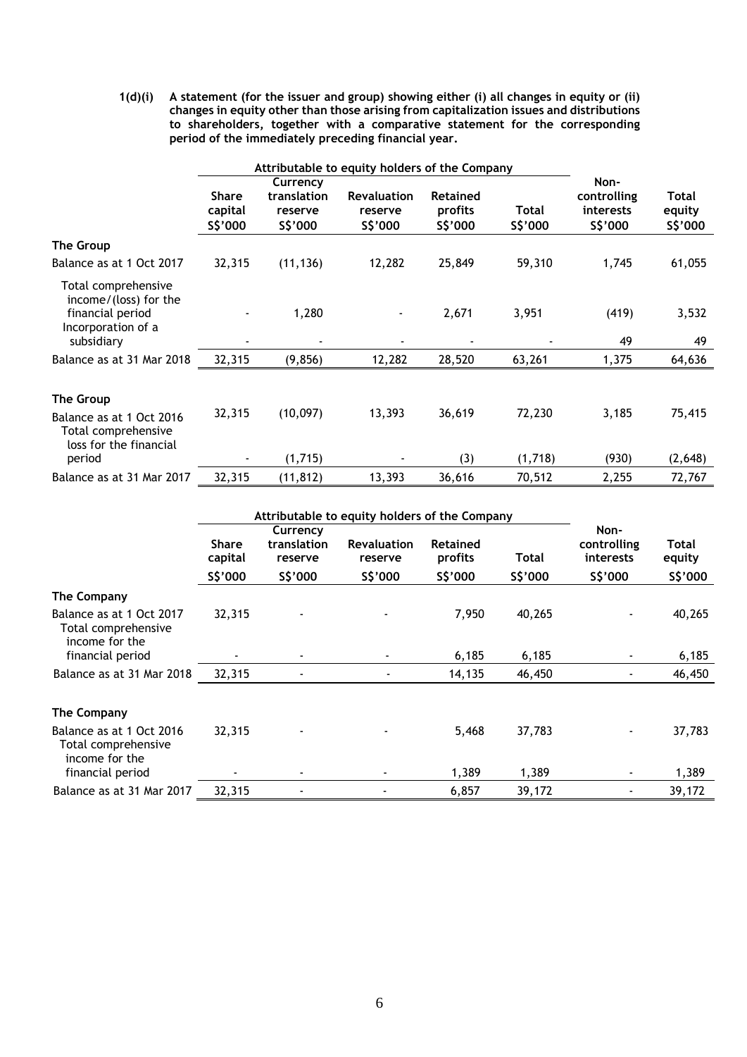**1(d)(i) A statement (for the issuer and group) showing either (i) all changes in equity or (ii) changes in equity other than those arising from capitalization issues and distributions to shareholders, together with a comparative statement for the corresponding period of the immediately preceding financial year.**

| | Attributable to equity holders of the Company | | | | | | |
|---|---|---|---|---|---|---|---|
| | Share capital S$'000 | Currency translation reserve S$'000 | Revaluation reserve S$'000 | Retained profits S$'000 | Total S$'000 | Non-controlling interests S$'000 | Total equity S$'000 |
| **The Group** | | | | | | | |
| Balance as at 1 Oct 2017 | 32,315 | (11,136) | 12,282 | 25,849 | 59,310 | 1,745 | 61,055 |
| Total comprehensive income/(loss) for the financial period | - | 1,280 | - | 2,671 | 3,951 | (419) | 3,532 |
| Incorporation of a subsidiary | - | - | - | - | - | 49 | 49 |
| Balance as at 31 Mar 2018 | 32,315 | (9,856) | 12,282 | 28,520 | 63,261 | 1,375 | 64,636 |
| | | | | | | | |
| **The Group** | | | | | | | |
| Balance as at 1 Oct 2016 | 32,315 | (10,097) | 13,393 | 36,619 | 72,230 | 3,185 | 75,415 |
| Total comprehensive loss for the financial period | - | (1,715) | - | (3) | (1,718) | (930) | (2,648) |
| Balance as at 31 Mar 2017 | 32,315 | (11,812) | 13,393 | 36,616 | 70,512 | 2,255 | 72,767 |

| | Attributable to equity holders of the Company | | | | | | |
|---|---|---|---|---|---|---|---|
| | Share capital S$'000 | Currency translation reserve S$'000 | Revaluation reserve S$'000 | Retained profits S$'000 | Total S$'000 | Non-controlling interests S$'000 | Total equity S$'000 |
| **The Company** | | | | | | | |
| Balance as at 1 Oct 2017 | 32,315 | - | - | 7,950 | 40,265 | - | 40,265 |
| Total comprehensive income for the financial period | - | - | - | 6,185 | 6,185 | - | 6,185 |
| Balance as at 31 Mar 2018 | 32,315 | - | - | 14,135 | 46,450 | - | 46,450 |
| | | | | | | | |
| **The Company** | | | | | | | |
| Balance as at 1 Oct 2016 | 32,315 | - | - | 5,468 | 37,783 | - | 37,783 |
| Total comprehensive income for the financial period | - | - | - | 1,389 | 1,389 | - | 1,389 |
| Balance as at 31 Mar 2017 | 32,315 | - | - | 6,857 | 39,172 | - | 39,172 |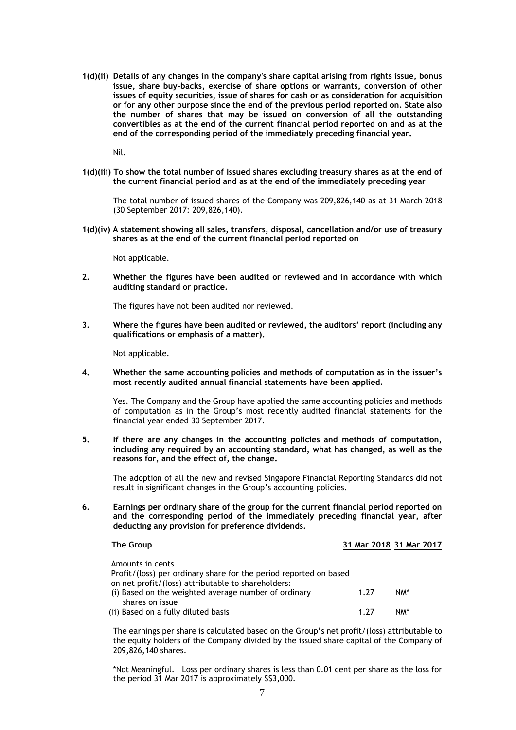**1(d)(ii) Details of any changes in the company's share capital arising from rights issue, bonus issue, share buy-backs, exercise of share options or warrants, conversion of other issues of equity securities, issue of shares for cash or as consideration for acquisition or for any other purpose since the end of the previous period reported on. State also the number of shares that may be issued on conversion of all the outstanding convertibles as at the end of the current financial period reported on and as at the end of the corresponding period of the immediately preceding financial year.**

Nil.

**1(d)(iii) To show the total number of issued shares excluding treasury shares as at the end of the current financial period and as at the end of the immediately preceding year**

The total number of issued shares of the Company was 209,826,140 as at 31 March 2018 (30 September 2017: 209,826,140).

**1(d)(iv) A statement showing all sales, transfers, disposal, cancellation and/or use of treasury shares as at the end of the current financial period reported on**

Not applicable.

**2. Whether the figures have been audited or reviewed and in accordance with which auditing standard or practice.**

The figures have not been audited nor reviewed.

**3. Where the figures have been audited or reviewed, the auditors' report (including any qualifications or emphasis of a matter).**

Not applicable.

**4. Whether the same accounting policies and methods of computation as in the issuer's most recently audited annual financial statements have been applied.**

Yes. The Company and the Group have applied the same accounting policies and methods of computation as in the Group's most recently audited financial statements for the financial year ended 30 September 2017.

**5. If there are any changes in the accounting policies and methods of computation, including any required by an accounting standard, what has changed, as well as the reasons for, and the effect of, the change.**

The adoption of all the new and revised Singapore Financial Reporting Standards did not result in significant changes in the Group's accounting policies.

**6. Earnings per ordinary share of the group for the current financial period reported on and the corresponding period of the immediately preceding financial year, after deducting any provision for preference dividends.**

| **The Group** | 31 Mar 2018 | 31 Mar 2017 |
|---|---|---|
| Amounts in cents | | |
| Profit/(loss) per ordinary share for the period reported on based on net profit/(loss) attributable to shareholders: | | |
| (i) Based on the weighted average number of ordinary shares on issue | 1.27 | NM* |
| (ii) Based on a fully diluted basis | 1.27 | NM* |

The earnings per share is calculated based on the Group's net profit/(loss) attributable to the equity holders of the Company divided by the issued share capital of the Company of 209,826,140 shares.

*Not Meaningful. Loss per ordinary shares is less than 0.01 cent per share as the loss for the period 31 Mar 2017 is approximately S$3,000.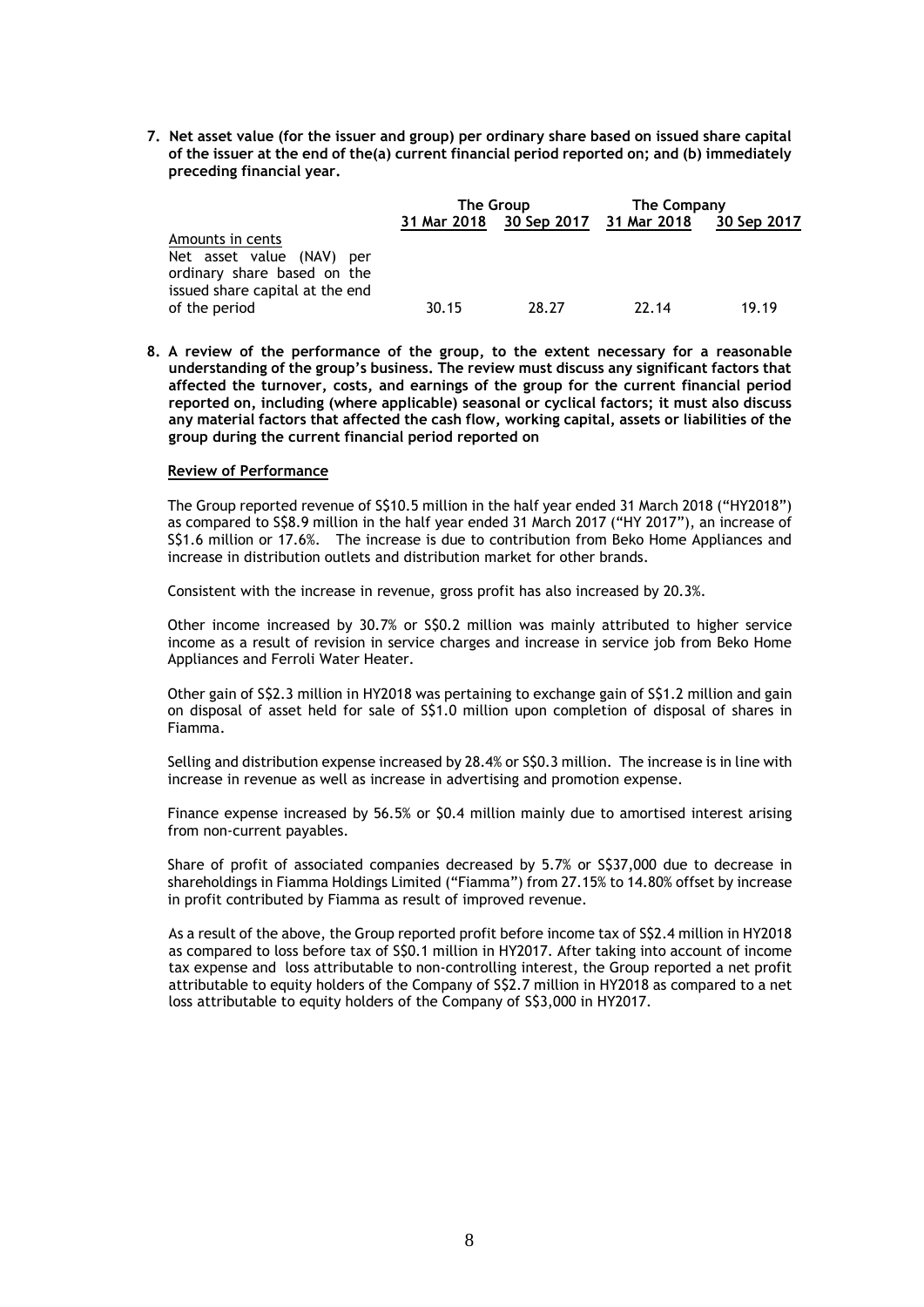**7. Net asset value (for the issuer and group) per ordinary share based on issued share capital of the issuer at the end of the(a) current financial period reported on; and (b) immediately preceding financial year.**

| | The Group | | The Company | |
|---|---|---|---|---|
| | 31 Mar 2018 | 30 Sep 2017 | 31 Mar 2018 | 30 Sep 2017 |
| Amounts in cents | | | | |
| Net asset value (NAV) per ordinary share based on the issued share capital at the end of the period | 30.15 | 28.27 | 22.14 | 19.19 |

**8. A review of the performance of the group, to the extent necessary for a reasonable understanding of the group's business. The review must discuss any significant factors that affected the turnover, costs, and earnings of the group for the current financial period reported on, including (where applicable) seasonal or cyclical factors; it must also discuss any material factors that affected the cash flow, working capital, assets or liabilities of the group during the current financial period reported on**

**Review of Performance**

The Group reported revenue of S$10.5 million in the half year ended 31 March 2018 ("HY2018") as compared to S$8.9 million in the half year ended 31 March 2017 ("HY 2017"), an increase of S$1.6 million or 17.6%. The increase is due to contribution from Beko Home Appliances and increase in distribution outlets and distribution market for other brands.

Consistent with the increase in revenue, gross profit has also increased by 20.3%.

Other income increased by 30.7% or S$0.2 million was mainly attributed to higher service income as a result of revision in service charges and increase in service job from Beko Home Appliances and Ferroli Water Heater.

Other gain of S$2.3 million in HY2018 was pertaining to exchange gain of S$1.2 million and gain on disposal of asset held for sale of S$1.0 million upon completion of disposal of shares in Fiamma.

Selling and distribution expense increased by 28.4% or S$0.3 million. The increase is in line with increase in revenue as well as increase in advertising and promotion expense.

Finance expense increased by 56.5% or $0.4 million mainly due to amortised interest arising from non-current payables.

Share of profit of associated companies decreased by 5.7% or S$37,000 due to decrease in shareholdings in Fiamma Holdings Limited ("Fiamma") from 27.15% to 14.80% offset by increase in profit contributed by Fiamma as result of improved revenue.

As a result of the above, the Group reported profit before income tax of S$2.4 million in HY2018 as compared to loss before tax of S$0.1 million in HY2017. After taking into account of income tax expense and loss attributable to non-controlling interest, the Group reported a net profit attributable to equity holders of the Company of S$2.7 million in HY2018 as compared to a net loss attributable to equity holders of the Company of S$3,000 in HY2017.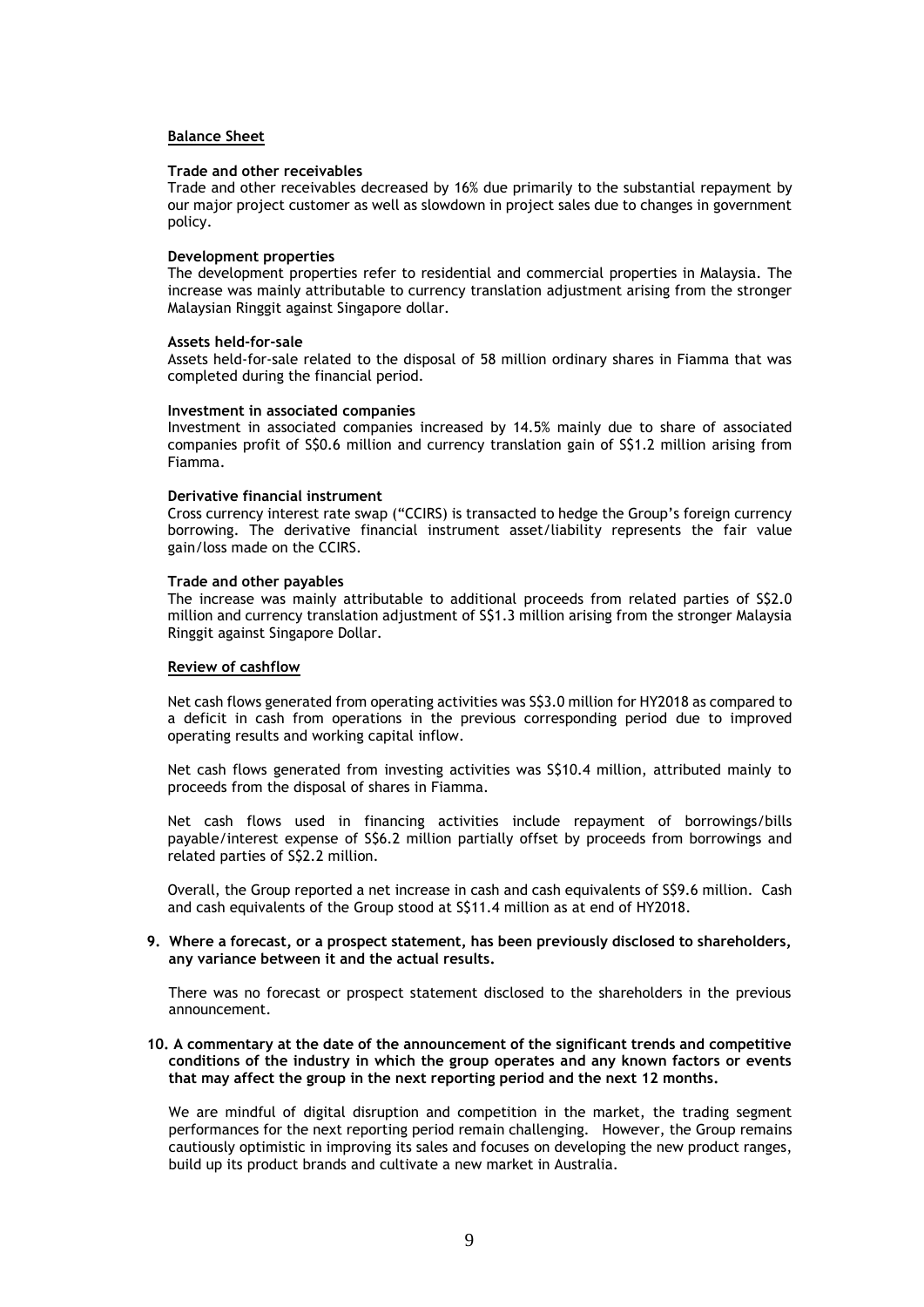**Balance Sheet**

**Trade and other receivables**
Trade and other receivables decreased by 16% due primarily to the substantial repayment by our major project customer as well as slowdown in project sales due to changes in government policy.

**Development properties**
The development properties refer to residential and commercial properties in Malaysia. The increase was mainly attributable to currency translation adjustment arising from the stronger Malaysian Ringgit against Singapore dollar.

**Assets held-for-sale**
Assets held-for-sale related to the disposal of 58 million ordinary shares in Fiamma that was completed during the financial period.

**Investment in associated companies**
Investment in associated companies increased by 14.5% mainly due to share of associated companies profit of S$0.6 million and currency translation gain of S$1.2 million arising from Fiamma.

**Derivative financial instrument**
Cross currency interest rate swap ("CCIRS) is transacted to hedge the Group's foreign currency borrowing. The derivative financial instrument asset/liability represents the fair value gain/loss made on the CCIRS.

**Trade and other payables**
The increase was mainly attributable to additional proceeds from related parties of S$2.0 million and currency translation adjustment of S$1.3 million arising from the stronger Malaysia Ringgit against Singapore Dollar.

**Review of cashflow**

Net cash flows generated from operating activities was S$3.0 million for HY2018 as compared to a deficit in cash from operations in the previous corresponding period due to improved operating results and working capital inflow.

Net cash flows generated from investing activities was S$10.4 million, attributed mainly to proceeds from the disposal of shares in Fiamma.

Net cash flows used in financing activities include repayment of borrowings/bills payable/interest expense of S$6.2 million partially offset by proceeds from borrowings and related parties of S$2.2 million.

Overall, the Group reported a net increase in cash and cash equivalents of S$9.6 million. Cash and cash equivalents of the Group stood at S$11.4 million as at end of HY2018.

**9. Where a forecast, or a prospect statement, has been previously disclosed to shareholders, any variance between it and the actual results.**

There was no forecast or prospect statement disclosed to the shareholders in the previous announcement.

**10. A commentary at the date of the announcement of the significant trends and competitive conditions of the industry in which the group operates and any known factors or events that may affect the group in the next reporting period and the next 12 months.**

We are mindful of digital disruption and competition in the market, the trading segment performances for the next reporting period remain challenging. However, the Group remains cautiously optimistic in improving its sales and focuses on developing the new product ranges, build up its product brands and cultivate a new market in Australia.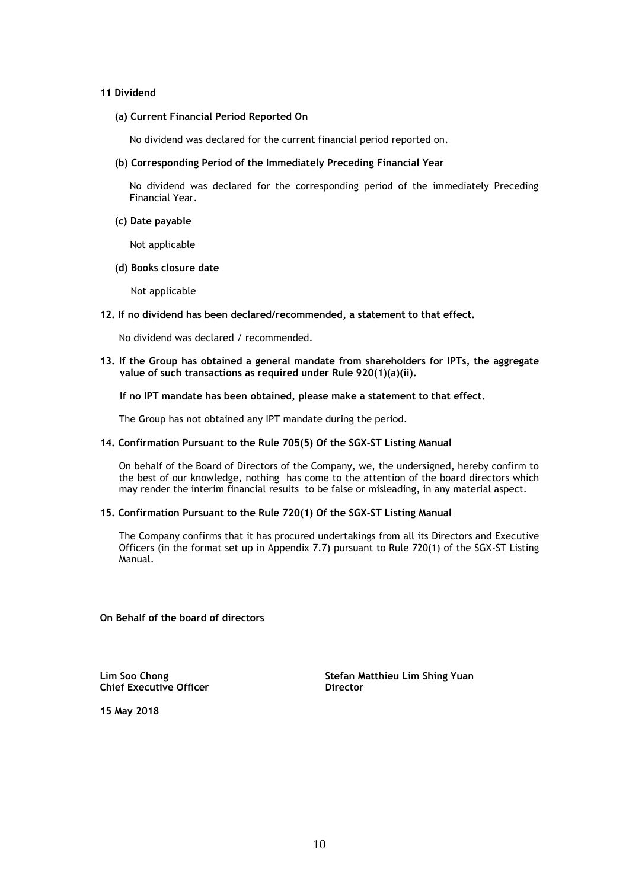**11 Dividend**

**(a) Current Financial Period Reported On**

No dividend was declared for the current financial period reported on.

**(b) Corresponding Period of the Immediately Preceding Financial Year**

No dividend was declared for the corresponding period of the immediately Preceding Financial Year.

**(c) Date payable**

Not applicable

**(d) Books closure date**

Not applicable

**12. If no dividend has been declared/recommended, a statement to that effect.**

No dividend was declared / recommended.

**13. If the Group has obtained a general mandate from shareholders for IPTs, the aggregate value of such transactions as required under Rule 920(1)(a)(ii).**

**If no IPT mandate has been obtained, please make a statement to that effect.**

The Group has not obtained any IPT mandate during the period.

**14. Confirmation Pursuant to the Rule 705(5) Of the SGX-ST Listing Manual**

On behalf of the Board of Directors of the Company, we, the undersigned, hereby confirm to the best of our knowledge, nothing has come to the attention of the board directors which may render the interim financial results to be false or misleading, in any material aspect.

**15. Confirmation Pursuant to the Rule 720(1) Of the SGX-ST Listing Manual**

The Company confirms that it has procured undertakings from all its Directors and Executive Officers (in the format set up in Appendix 7.7) pursuant to Rule 720(1) of the SGX-ST Listing Manual.

**On Behalf of the board of directors**

**Lim Soo Chong**
**Chief Executive Officer**

**Stefan Matthieu Lim Shing Yuan**
**Director**

**15 May 2018**